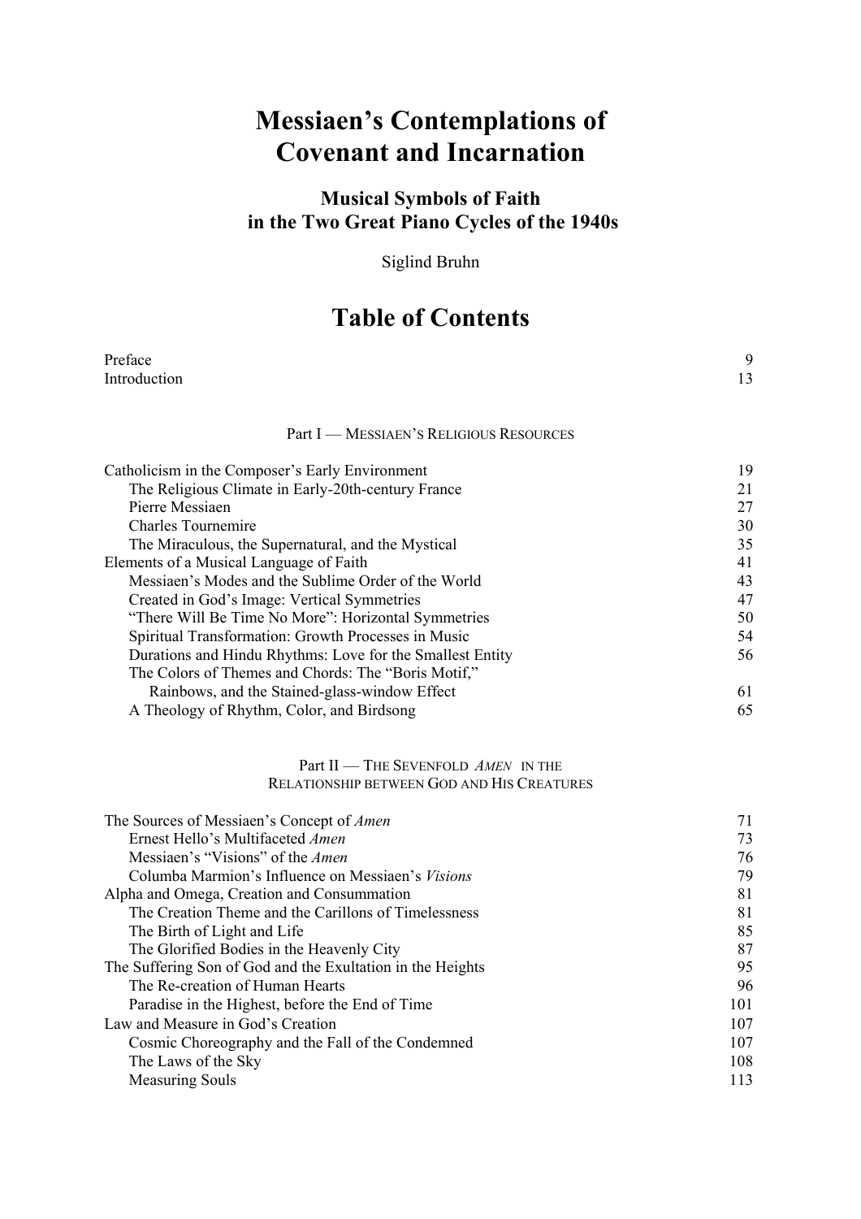# Messiaen's Contemplations of Covenant and Incarnation

## Musical Symbols of Faith in the Two Great Piano Cycles of the 1940s

Siglind Bruhn

# Table of Contents

| | |
|---|---|
| Preface | 9 |
| Introduction | 13 |

### Part I — Messiaen's Religious Resources

| | |
|---|---|
| Catholicism in the Composer's Early Environment | 19 |
|     The Religious Climate in Early-20th-century France | 21 |
|     Pierre Messiaen | 27 |
|     Charles Tournemire | 30 |
|     The Miraculous, the Supernatural, and the Mystical | 35 |
| Elements of a Musical Language of Faith | 41 |
|     Messiaen's Modes and the Sublime Order of the World | 43 |
|     Created in God's Image: Vertical Symmetries | 47 |
|     "There Will Be Time No More": Horizontal Symmetries | 50 |
|     Spiritual Transformation: Growth Processes in Music | 54 |
|     Durations and Hindu Rhythms: Love for the Smallest Entity | 56 |
|     The Colors of Themes and Chords: The "Boris Motif," Rainbows, and the Stained-glass-window Effect | 61 |
|     A Theology of Rhythm, Color, and Birdsong | 65 |

### Part II — The Sevenfold *Amen* in the Relationship between God and His Creatures

| | |
|---|---|
| The Sources of Messiaen's Concept of *Amen* | 71 |
|     Ernest Hello's Multifaceted *Amen* | 73 |
|     Messiaen's "Visions" of the *Amen* | 76 |
|     Columba Marmion's Influence on Messiaen's *Visions* | 79 |
| Alpha and Omega, Creation and Consummation | 81 |
|     The Creation Theme and the Carillons of Timelessness | 81 |
|     The Birth of Light and Life | 85 |
|     The Glorified Bodies in the Heavenly City | 87 |
| The Suffering Son of God and the Exultation in the Heights | 95 |
|     The Re-creation of Human Hearts | 96 |
|     Paradise in the Highest, before the End of Time | 101 |
| Law and Measure in God's Creation | 107 |
|     Cosmic Choreography and the Fall of the Condemned | 107 |
|     The Laws of the Sky | 108 |
|     Measuring Souls | 113 |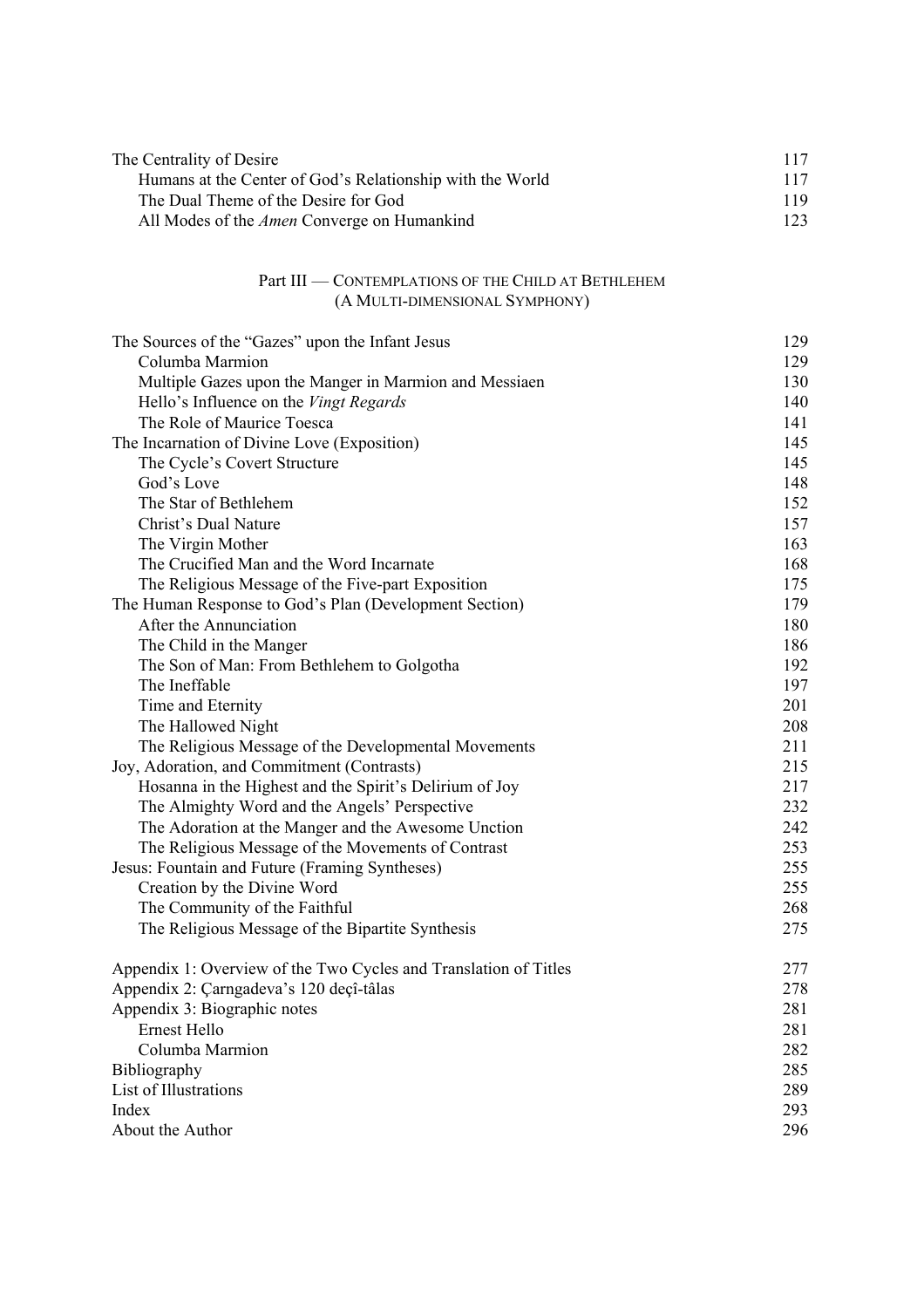| | |
|---|---|
| The Centrality of Desire | 117 |
| &nbsp;&nbsp;&nbsp;&nbsp;Humans at the Center of God's Relationship with the World | 117 |
| &nbsp;&nbsp;&nbsp;&nbsp;The Dual Theme of the Desire for God | 119 |
| &nbsp;&nbsp;&nbsp;&nbsp;All Modes of the *Amen* Converge on Humankind | 123 |

Part III — CONTEMPLATIONS OF THE CHILD AT BETHLEHEM
(A MULTI-DIMENSIONAL SYMPHONY)

| | |
|---|---|
| The Sources of the "Gazes" upon the Infant Jesus | 129 |
| &nbsp;&nbsp;&nbsp;&nbsp;Columba Marmion | 129 |
| &nbsp;&nbsp;&nbsp;&nbsp;Multiple Gazes upon the Manger in Marmion and Messiaen | 130 |
| &nbsp;&nbsp;&nbsp;&nbsp;Hello's Influence on the *Vingt Regards* | 140 |
| &nbsp;&nbsp;&nbsp;&nbsp;The Role of Maurice Toesca | 141 |
| The Incarnation of Divine Love (Exposition) | 145 |
| &nbsp;&nbsp;&nbsp;&nbsp;The Cycle's Covert Structure | 145 |
| &nbsp;&nbsp;&nbsp;&nbsp;God's Love | 148 |
| &nbsp;&nbsp;&nbsp;&nbsp;The Star of Bethlehem | 152 |
| &nbsp;&nbsp;&nbsp;&nbsp;Christ's Dual Nature | 157 |
| &nbsp;&nbsp;&nbsp;&nbsp;The Virgin Mother | 163 |
| &nbsp;&nbsp;&nbsp;&nbsp;The Crucified Man and the Word Incarnate | 168 |
| &nbsp;&nbsp;&nbsp;&nbsp;The Religious Message of the Five-part Exposition | 175 |
| The Human Response to God's Plan (Development Section) | 179 |
| &nbsp;&nbsp;&nbsp;&nbsp;After the Annunciation | 180 |
| &nbsp;&nbsp;&nbsp;&nbsp;The Child in the Manger | 186 |
| &nbsp;&nbsp;&nbsp;&nbsp;The Son of Man: From Bethlehem to Golgotha | 192 |
| &nbsp;&nbsp;&nbsp;&nbsp;The Ineffable | 197 |
| &nbsp;&nbsp;&nbsp;&nbsp;Time and Eternity | 201 |
| &nbsp;&nbsp;&nbsp;&nbsp;The Hallowed Night | 208 |
| &nbsp;&nbsp;&nbsp;&nbsp;The Religious Message of the Developmental Movements | 211 |
| Joy, Adoration, and Commitment (Contrasts) | 215 |
| &nbsp;&nbsp;&nbsp;&nbsp;Hosanna in the Highest and the Spirit's Delirium of Joy | 217 |
| &nbsp;&nbsp;&nbsp;&nbsp;The Almighty Word and the Angels' Perspective | 232 |
| &nbsp;&nbsp;&nbsp;&nbsp;The Adoration at the Manger and the Awesome Unction | 242 |
| &nbsp;&nbsp;&nbsp;&nbsp;The Religious Message of the Movements of Contrast | 253 |
| Jesus: Fountain and Future (Framing Syntheses) | 255 |
| &nbsp;&nbsp;&nbsp;&nbsp;Creation by the Divine Word | 255 |
| &nbsp;&nbsp;&nbsp;&nbsp;The Community of the Faithful | 268 |
| &nbsp;&nbsp;&nbsp;&nbsp;The Religious Message of the Bipartite Synthesis | 275 |
| | |
| Appendix 1: Overview of the Two Cycles and Translation of Titles | 277 |
| Appendix 2: Çarngadeva's 120 deçî-tâlas | 278 |
| Appendix 3: Biographic notes | 281 |
| &nbsp;&nbsp;&nbsp;&nbsp;Ernest Hello | 281 |
| &nbsp;&nbsp;&nbsp;&nbsp;Columba Marmion | 282 |
| Bibliography | 285 |
| List of Illustrations | 289 |
| Index | 293 |
| About the Author | 296 |